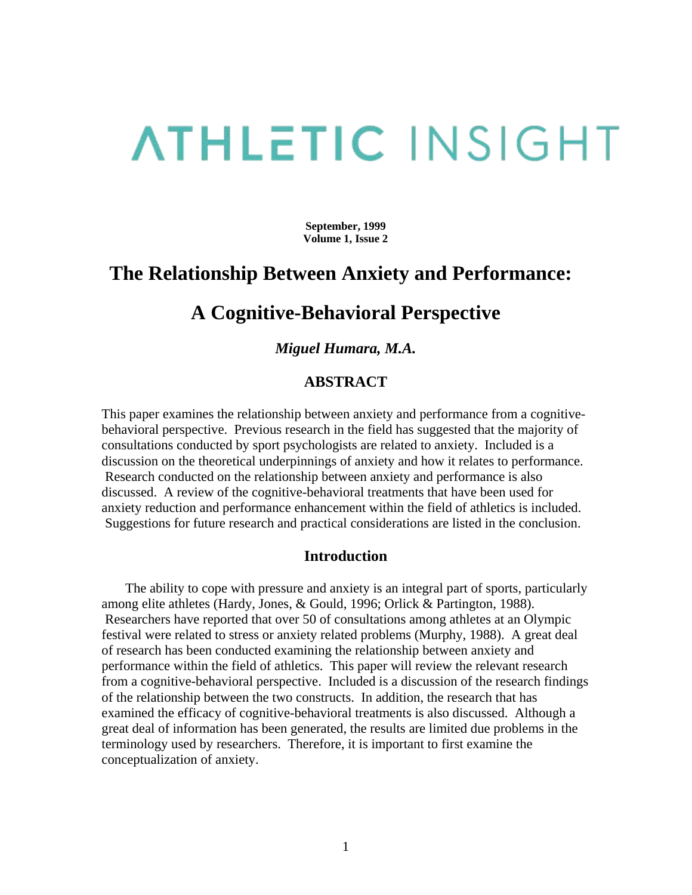# ATHLETIC INSIGHT

**September, 1999**
**Volume 1, Issue 2**

# The Relationship Between Anxiety and Performance:

# A Cognitive-Behavioral Perspective

***Miguel Humara, M.A.***

## ABSTRACT

This paper examines the relationship between anxiety and performance from a cognitive-behavioral perspective. Previous research in the field has suggested that the majority of consultations conducted by sport psychologists are related to anxiety. Included is a discussion on the theoretical underpinnings of anxiety and how it relates to performance. Research conducted on the relationship between anxiety and performance is also discussed. A review of the cognitive-behavioral treatments that have been used for anxiety reduction and performance enhancement within the field of athletics is included. Suggestions for future research and practical considerations are listed in the conclusion.

## Introduction

The ability to cope with pressure and anxiety is an integral part of sports, particularly among elite athletes (Hardy, Jones, & Gould, 1996; Orlick & Partington, 1988). Researchers have reported that over 50 of consultations among athletes at an Olympic festival were related to stress or anxiety related problems (Murphy, 1988). A great deal of research has been conducted examining the relationship between anxiety and performance within the field of athletics. This paper will review the relevant research from a cognitive-behavioral perspective. Included is a discussion of the research findings of the relationship between the two constructs. In addition, the research that has examined the efficacy of cognitive-behavioral treatments is also discussed. Although a great deal of information has been generated, the results are limited due problems in the terminology used by researchers. Therefore, it is important to first examine the conceptualization of anxiety.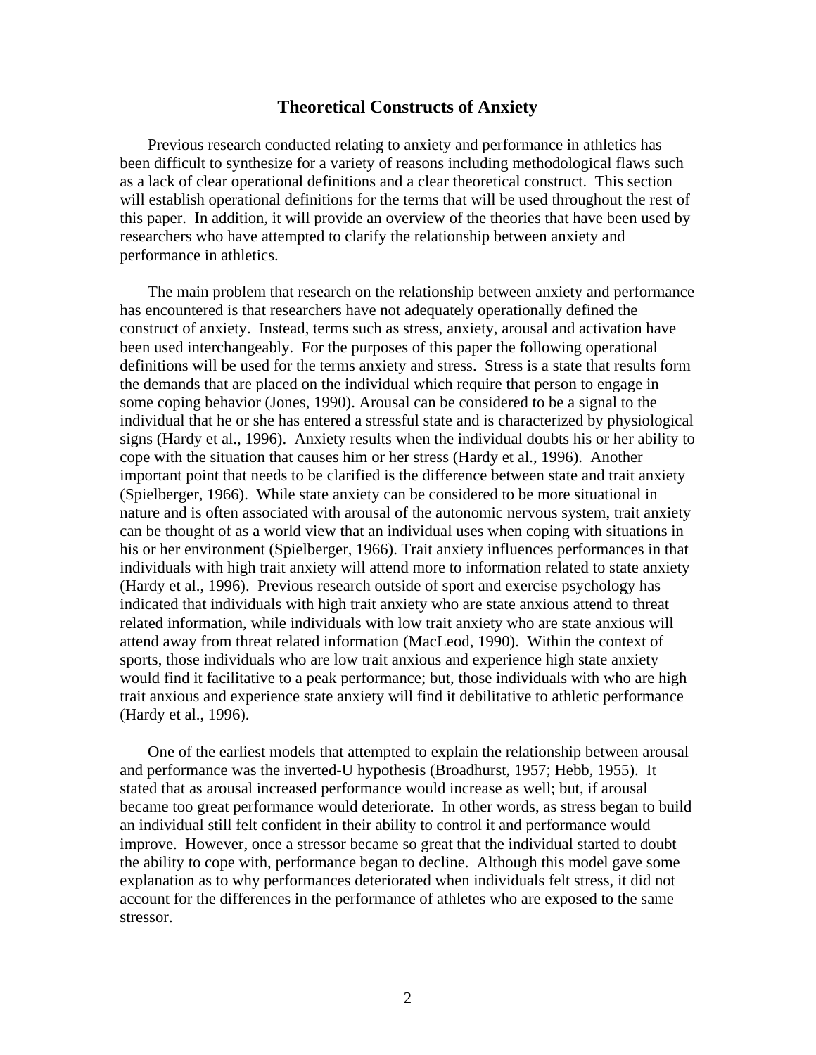## Theoretical Constructs of Anxiety

Previous research conducted relating to anxiety and performance in athletics has been difficult to synthesize for a variety of reasons including methodological flaws such as a lack of clear operational definitions and a clear theoretical construct. This section will establish operational definitions for the terms that will be used throughout the rest of this paper. In addition, it will provide an overview of the theories that have been used by researchers who have attempted to clarify the relationship between anxiety and performance in athletics.

The main problem that research on the relationship between anxiety and performance has encountered is that researchers have not adequately operationally defined the construct of anxiety. Instead, terms such as stress, anxiety, arousal and activation have been used interchangeably. For the purposes of this paper the following operational definitions will be used for the terms anxiety and stress. Stress is a state that results form the demands that are placed on the individual which require that person to engage in some coping behavior (Jones, 1990). Arousal can be considered to be a signal to the individual that he or she has entered a stressful state and is characterized by physiological signs (Hardy et al., 1996). Anxiety results when the individual doubts his or her ability to cope with the situation that causes him or her stress (Hardy et al., 1996). Another important point that needs to be clarified is the difference between state and trait anxiety (Spielberger, 1966). While state anxiety can be considered to be more situational in nature and is often associated with arousal of the autonomic nervous system, trait anxiety can be thought of as a world view that an individual uses when coping with situations in his or her environment (Spielberger, 1966). Trait anxiety influences performances in that individuals with high trait anxiety will attend more to information related to state anxiety (Hardy et al., 1996). Previous research outside of sport and exercise psychology has indicated that individuals with high trait anxiety who are state anxious attend to threat related information, while individuals with low trait anxiety who are state anxious will attend away from threat related information (MacLeod, 1990). Within the context of sports, those individuals who are low trait anxious and experience high state anxiety would find it facilitative to a peak performance; but, those individuals with who are high trait anxious and experience state anxiety will find it debilitative to athletic performance (Hardy et al., 1996).

One of the earliest models that attempted to explain the relationship between arousal and performance was the inverted-U hypothesis (Broadhurst, 1957; Hebb, 1955). It stated that as arousal increased performance would increase as well; but, if arousal became too great performance would deteriorate. In other words, as stress began to build an individual still felt confident in their ability to control it and performance would improve. However, once a stressor became so great that the individual started to doubt the ability to cope with, performance began to decline. Although this model gave some explanation as to why performances deteriorated when individuals felt stress, it did not account for the differences in the performance of athletes who are exposed to the same stressor.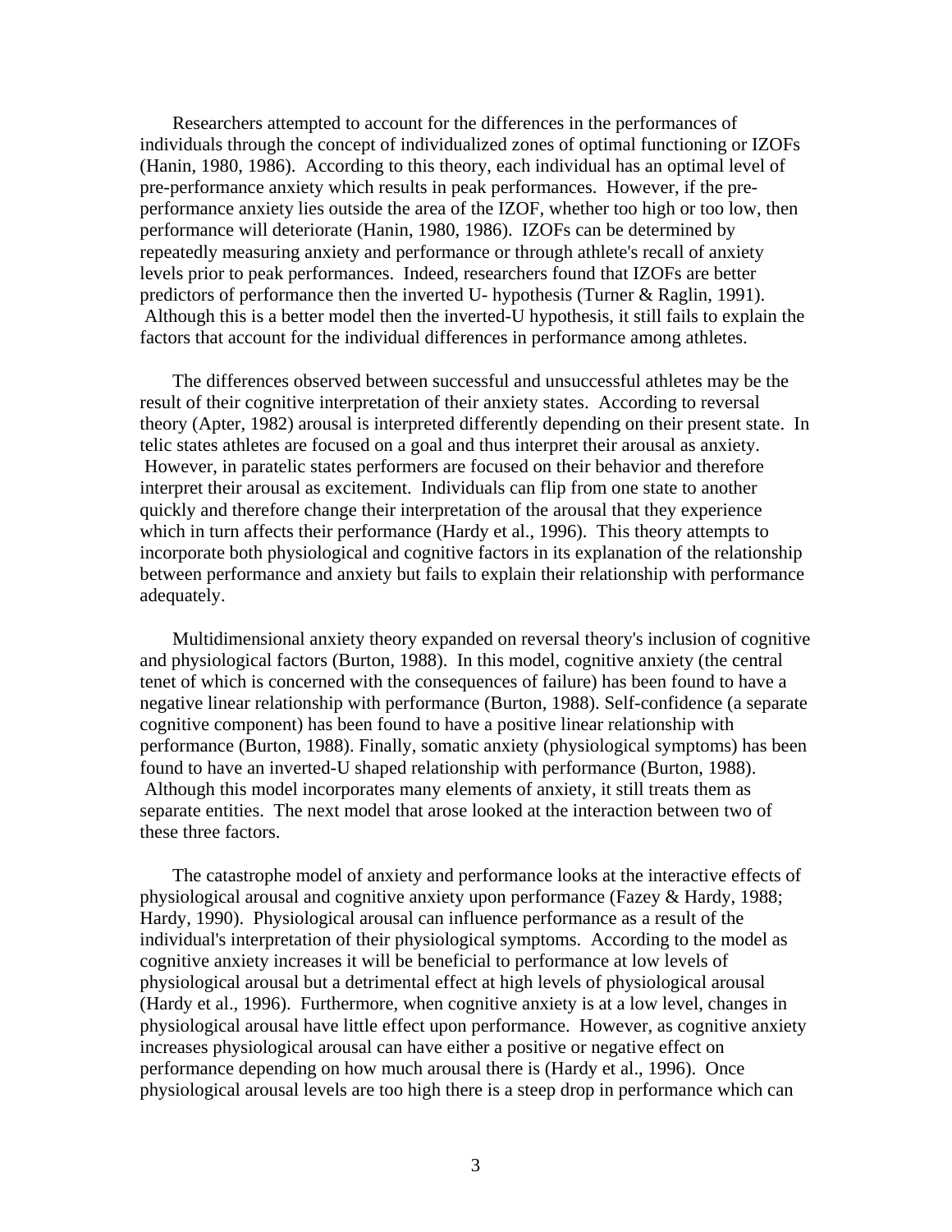Researchers attempted to account for the differences in the performances of individuals through the concept of individualized zones of optimal functioning or IZOFs (Hanin, 1980, 1986). According to this theory, each individual has an optimal level of pre-performance anxiety which results in peak performances. However, if the pre-performance anxiety lies outside the area of the IZOF, whether too high or too low, then performance will deteriorate (Hanin, 1980, 1986). IZOFs can be determined by repeatedly measuring anxiety and performance or through athlete's recall of anxiety levels prior to peak performances. Indeed, researchers found that IZOFs are better predictors of performance then the inverted U- hypothesis (Turner & Raglin, 1991). Although this is a better model then the inverted-U hypothesis, it still fails to explain the factors that account for the individual differences in performance among athletes.

The differences observed between successful and unsuccessful athletes may be the result of their cognitive interpretation of their anxiety states. According to reversal theory (Apter, 1982) arousal is interpreted differently depending on their present state. In telic states athletes are focused on a goal and thus interpret their arousal as anxiety. However, in paratelic states performers are focused on their behavior and therefore interpret their arousal as excitement. Individuals can flip from one state to another quickly and therefore change their interpretation of the arousal that they experience which in turn affects their performance (Hardy et al., 1996). This theory attempts to incorporate both physiological and cognitive factors in its explanation of the relationship between performance and anxiety but fails to explain their relationship with performance adequately.

Multidimensional anxiety theory expanded on reversal theory's inclusion of cognitive and physiological factors (Burton, 1988). In this model, cognitive anxiety (the central tenet of which is concerned with the consequences of failure) has been found to have a negative linear relationship with performance (Burton, 1988). Self-confidence (a separate cognitive component) has been found to have a positive linear relationship with performance (Burton, 1988). Finally, somatic anxiety (physiological symptoms) has been found to have an inverted-U shaped relationship with performance (Burton, 1988). Although this model incorporates many elements of anxiety, it still treats them as separate entities. The next model that arose looked at the interaction between two of these three factors.

The catastrophe model of anxiety and performance looks at the interactive effects of physiological arousal and cognitive anxiety upon performance (Fazey & Hardy, 1988; Hardy, 1990). Physiological arousal can influence performance as a result of the individual's interpretation of their physiological symptoms. According to the model as cognitive anxiety increases it will be beneficial to performance at low levels of physiological arousal but a detrimental effect at high levels of physiological arousal (Hardy et al., 1996). Furthermore, when cognitive anxiety is at a low level, changes in physiological arousal have little effect upon performance. However, as cognitive anxiety increases physiological arousal can have either a positive or negative effect on performance depending on how much arousal there is (Hardy et al., 1996). Once physiological arousal levels are too high there is a steep drop in performance which can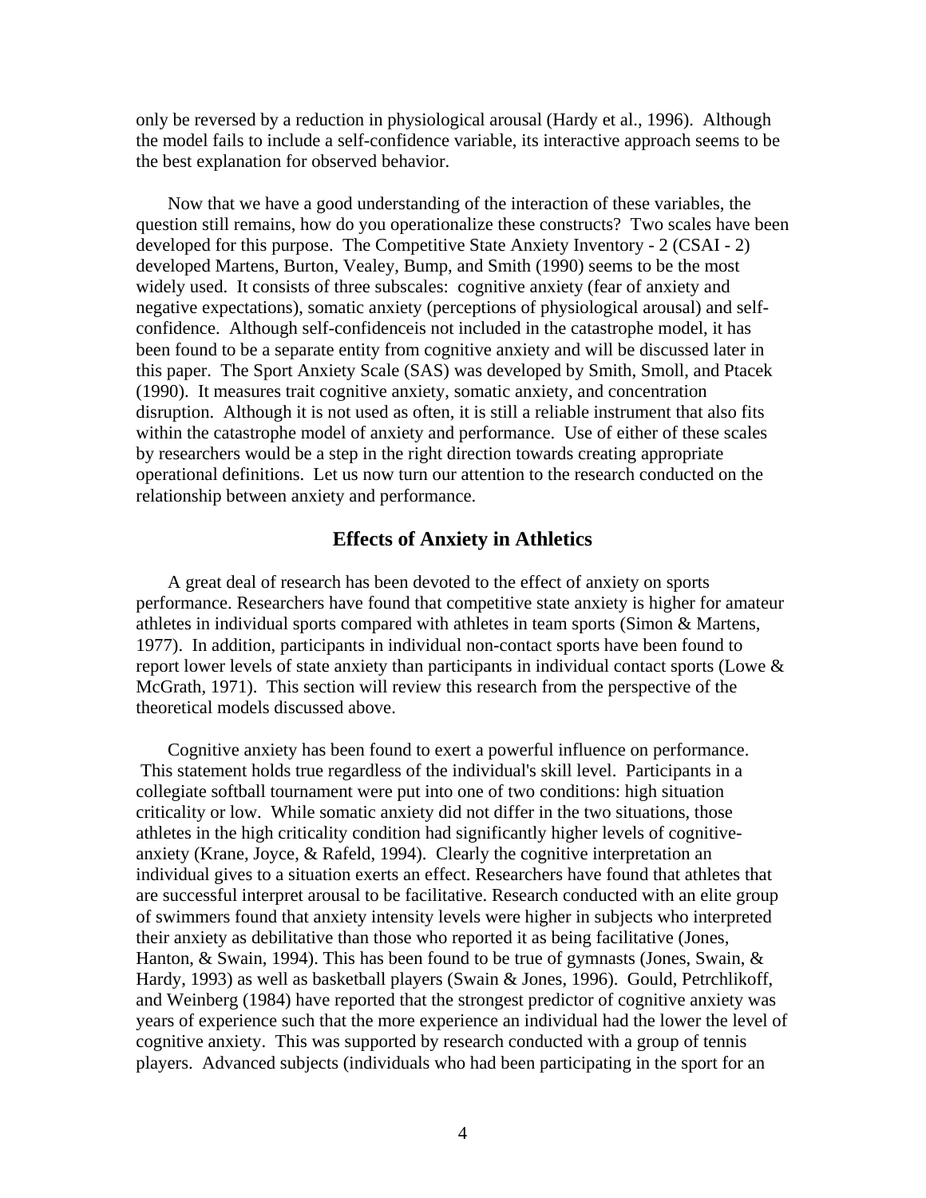only be reversed by a reduction in physiological arousal (Hardy et al., 1996). Although the model fails to include a self-confidence variable, its interactive approach seems to be the best explanation for observed behavior.

Now that we have a good understanding of the interaction of these variables, the question still remains, how do you operationalize these constructs? Two scales have been developed for this purpose. The Competitive State Anxiety Inventory - 2 (CSAI - 2) developed Martens, Burton, Vealey, Bump, and Smith (1990) seems to be the most widely used. It consists of three subscales: cognitive anxiety (fear of anxiety and negative expectations), somatic anxiety (perceptions of physiological arousal) and self-confidence. Although self-confidenceis not included in the catastrophe model, it has been found to be a separate entity from cognitive anxiety and will be discussed later in this paper. The Sport Anxiety Scale (SAS) was developed by Smith, Smoll, and Ptacek (1990). It measures trait cognitive anxiety, somatic anxiety, and concentration disruption. Although it is not used as often, it is still a reliable instrument that also fits within the catastrophe model of anxiety and performance. Use of either of these scales by researchers would be a step in the right direction towards creating appropriate operational definitions. Let us now turn our attention to the research conducted on the relationship between anxiety and performance.

## Effects of Anxiety in Athletics

A great deal of research has been devoted to the effect of anxiety on sports performance. Researchers have found that competitive state anxiety is higher for amateur athletes in individual sports compared with athletes in team sports (Simon & Martens, 1977). In addition, participants in individual non-contact sports have been found to report lower levels of state anxiety than participants in individual contact sports (Lowe & McGrath, 1971). This section will review this research from the perspective of the theoretical models discussed above.

Cognitive anxiety has been found to exert a powerful influence on performance. This statement holds true regardless of the individual's skill level. Participants in a collegiate softball tournament were put into one of two conditions: high situation criticality or low. While somatic anxiety did not differ in the two situations, those athletes in the high criticality condition had significantly higher levels of cognitive-anxiety (Krane, Joyce, & Rafeld, 1994). Clearly the cognitive interpretation an individual gives to a situation exerts an effect. Researchers have found that athletes that are successful interpret arousal to be facilitative. Research conducted with an elite group of swimmers found that anxiety intensity levels were higher in subjects who interpreted their anxiety as debilitative than those who reported it as being facilitative (Jones, Hanton, & Swain, 1994). This has been found to be true of gymnasts (Jones, Swain, & Hardy, 1993) as well as basketball players (Swain & Jones, 1996). Gould, Petrchlikoff, and Weinberg (1984) have reported that the strongest predictor of cognitive anxiety was years of experience such that the more experience an individual had the lower the level of cognitive anxiety. This was supported by research conducted with a group of tennis players. Advanced subjects (individuals who had been participating in the sport for an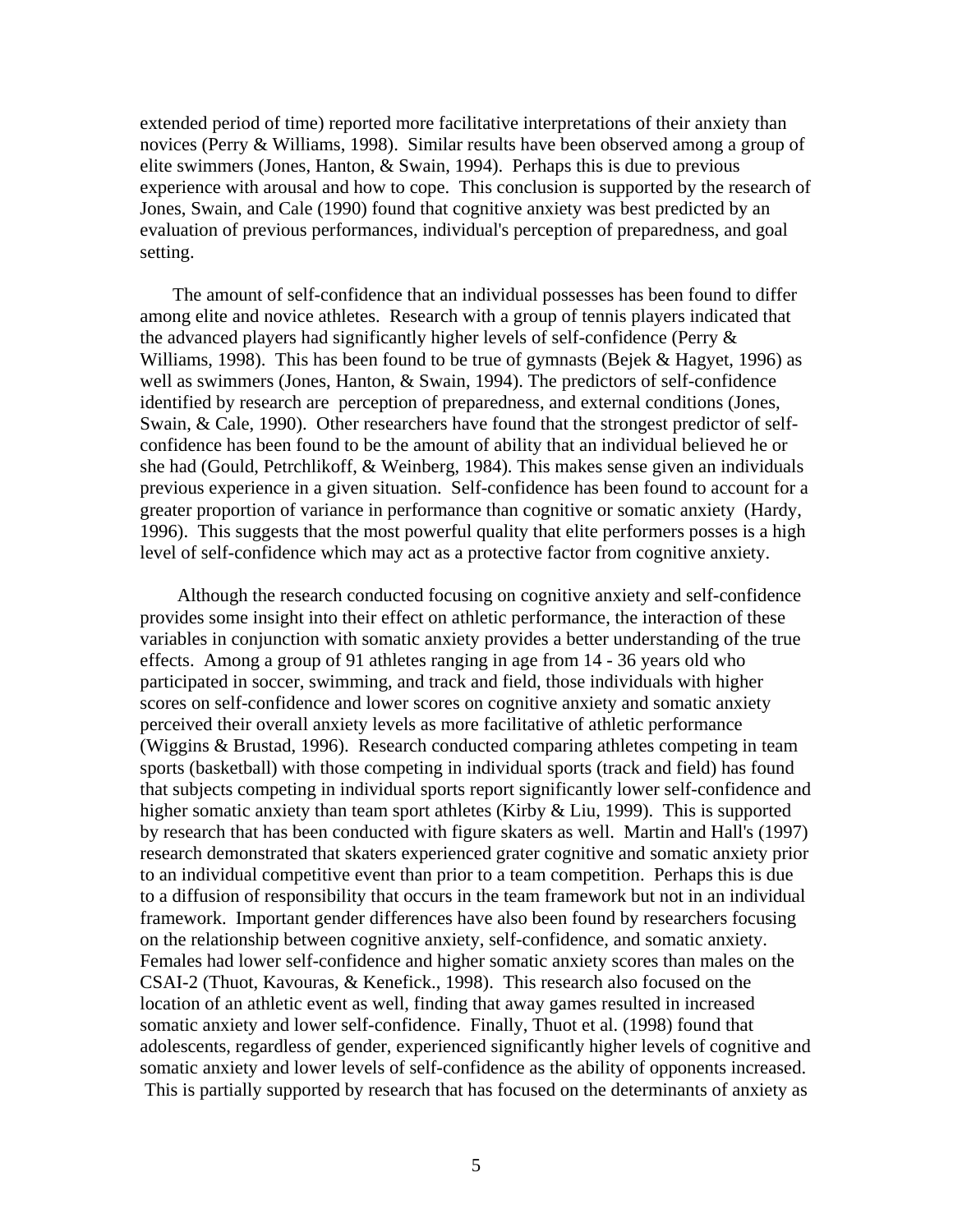extended period of time) reported more facilitative interpretations of their anxiety than novices (Perry & Williams, 1998). Similar results have been observed among a group of elite swimmers (Jones, Hanton, & Swain, 1994). Perhaps this is due to previous experience with arousal and how to cope. This conclusion is supported by the research of Jones, Swain, and Cale (1990) found that cognitive anxiety was best predicted by an evaluation of previous performances, individual's perception of preparedness, and goal setting.

The amount of self-confidence that an individual possesses has been found to differ among elite and novice athletes. Research with a group of tennis players indicated that the advanced players had significantly higher levels of self-confidence (Perry & Williams, 1998). This has been found to be true of gymnasts (Bejek & Hagyet, 1996) as well as swimmers (Jones, Hanton, & Swain, 1994). The predictors of self-confidence identified by research are perception of preparedness, and external conditions (Jones, Swain, & Cale, 1990). Other researchers have found that the strongest predictor of self-confidence has been found to be the amount of ability that an individual believed he or she had (Gould, Petrchlikoff, & Weinberg, 1984). This makes sense given an individuals previous experience in a given situation. Self-confidence has been found to account for a greater proportion of variance in performance than cognitive or somatic anxiety (Hardy, 1996). This suggests that the most powerful quality that elite performers posses is a high level of self-confidence which may act as a protective factor from cognitive anxiety.

Although the research conducted focusing on cognitive anxiety and self-confidence provides some insight into their effect on athletic performance, the interaction of these variables in conjunction with somatic anxiety provides a better understanding of the true effects. Among a group of 91 athletes ranging in age from 14 - 36 years old who participated in soccer, swimming, and track and field, those individuals with higher scores on self-confidence and lower scores on cognitive anxiety and somatic anxiety perceived their overall anxiety levels as more facilitative of athletic performance (Wiggins & Brustad, 1996). Research conducted comparing athletes competing in team sports (basketball) with those competing in individual sports (track and field) has found that subjects competing in individual sports report significantly lower self-confidence and higher somatic anxiety than team sport athletes (Kirby & Liu, 1999). This is supported by research that has been conducted with figure skaters as well. Martin and Hall's (1997) research demonstrated that skaters experienced grater cognitive and somatic anxiety prior to an individual competitive event than prior to a team competition. Perhaps this is due to a diffusion of responsibility that occurs in the team framework but not in an individual framework. Important gender differences have also been found by researchers focusing on the relationship between cognitive anxiety, self-confidence, and somatic anxiety. Females had lower self-confidence and higher somatic anxiety scores than males on the CSAI-2 (Thuot, Kavouras, & Kenefick., 1998). This research also focused on the location of an athletic event as well, finding that away games resulted in increased somatic anxiety and lower self-confidence. Finally, Thuot et al. (1998) found that adolescents, regardless of gender, experienced significantly higher levels of cognitive and somatic anxiety and lower levels of self-confidence as the ability of opponents increased. This is partially supported by research that has focused on the determinants of anxiety as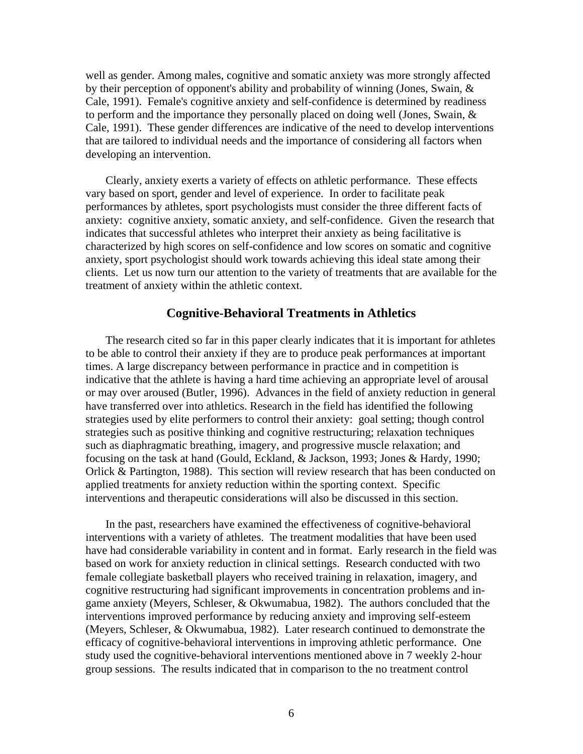well as gender. Among males, cognitive and somatic anxiety was more strongly affected by their perception of opponent's ability and probability of winning (Jones, Swain, & Cale, 1991). Female's cognitive anxiety and self-confidence is determined by readiness to perform and the importance they personally placed on doing well (Jones, Swain, & Cale, 1991). These gender differences are indicative of the need to develop interventions that are tailored to individual needs and the importance of considering all factors when developing an intervention.

Clearly, anxiety exerts a variety of effects on athletic performance. These effects vary based on sport, gender and level of experience. In order to facilitate peak performances by athletes, sport psychologists must consider the three different facts of anxiety: cognitive anxiety, somatic anxiety, and self-confidence. Given the research that indicates that successful athletes who interpret their anxiety as being facilitative is characterized by high scores on self-confidence and low scores on somatic and cognitive anxiety, sport psychologist should work towards achieving this ideal state among their clients. Let us now turn our attention to the variety of treatments that are available for the treatment of anxiety within the athletic context.

## Cognitive-Behavioral Treatments in Athletics

The research cited so far in this paper clearly indicates that it is important for athletes to be able to control their anxiety if they are to produce peak performances at important times. A large discrepancy between performance in practice and in competition is indicative that the athlete is having a hard time achieving an appropriate level of arousal or may over aroused (Butler, 1996). Advances in the field of anxiety reduction in general have transferred over into athletics. Research in the field has identified the following strategies used by elite performers to control their anxiety: goal setting; though control strategies such as positive thinking and cognitive restructuring; relaxation techniques such as diaphragmatic breathing, imagery, and progressive muscle relaxation; and focusing on the task at hand (Gould, Eckland, & Jackson, 1993; Jones & Hardy, 1990; Orlick & Partington, 1988). This section will review research that has been conducted on applied treatments for anxiety reduction within the sporting context. Specific interventions and therapeutic considerations will also be discussed in this section.

In the past, researchers have examined the effectiveness of cognitive-behavioral interventions with a variety of athletes. The treatment modalities that have been used have had considerable variability in content and in format. Early research in the field was based on work for anxiety reduction in clinical settings. Research conducted with two female collegiate basketball players who received training in relaxation, imagery, and cognitive restructuring had significant improvements in concentration problems and in-game anxiety (Meyers, Schleser, & Okwumabua, 1982). The authors concluded that the interventions improved performance by reducing anxiety and improving self-esteem (Meyers, Schleser, & Okwumabua, 1982). Later research continued to demonstrate the efficacy of cognitive-behavioral interventions in improving athletic performance. One study used the cognitive-behavioral interventions mentioned above in 7 weekly 2-hour group sessions. The results indicated that in comparison to the no treatment control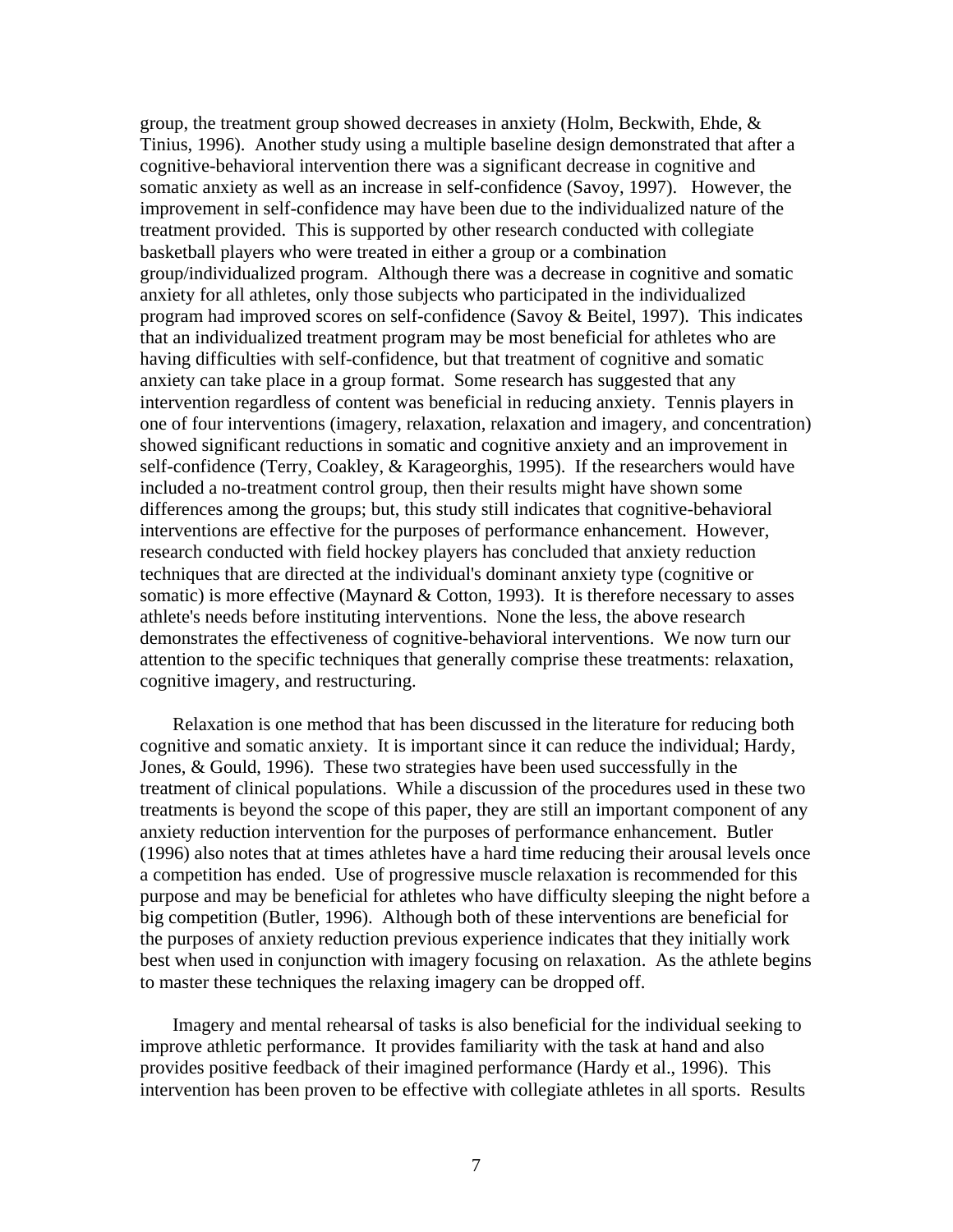group, the treatment group showed decreases in anxiety (Holm, Beckwith, Ehde, & Tinius, 1996). Another study using a multiple baseline design demonstrated that after a cognitive-behavioral intervention there was a significant decrease in cognitive and somatic anxiety as well as an increase in self-confidence (Savoy, 1997). However, the improvement in self-confidence may have been due to the individualized nature of the treatment provided. This is supported by other research conducted with collegiate basketball players who were treated in either a group or a combination group/individualized program. Although there was a decrease in cognitive and somatic anxiety for all athletes, only those subjects who participated in the individualized program had improved scores on self-confidence (Savoy & Beitel, 1997). This indicates that an individualized treatment program may be most beneficial for athletes who are having difficulties with self-confidence, but that treatment of cognitive and somatic anxiety can take place in a group format. Some research has suggested that any intervention regardless of content was beneficial in reducing anxiety. Tennis players in one of four interventions (imagery, relaxation, relaxation and imagery, and concentration) showed significant reductions in somatic and cognitive anxiety and an improvement in self-confidence (Terry, Coakley, & Karageorghis, 1995). If the researchers would have included a no-treatment control group, then their results might have shown some differences among the groups; but, this study still indicates that cognitive-behavioral interventions are effective for the purposes of performance enhancement. However, research conducted with field hockey players has concluded that anxiety reduction techniques that are directed at the individual's dominant anxiety type (cognitive or somatic) is more effective (Maynard & Cotton, 1993). It is therefore necessary to asses athlete's needs before instituting interventions. None the less, the above research demonstrates the effectiveness of cognitive-behavioral interventions. We now turn our attention to the specific techniques that generally comprise these treatments: relaxation, cognitive imagery, and restructuring.

Relaxation is one method that has been discussed in the literature for reducing both cognitive and somatic anxiety. It is important since it can reduce the individual; Hardy, Jones, & Gould, 1996). These two strategies have been used successfully in the treatment of clinical populations. While a discussion of the procedures used in these two treatments is beyond the scope of this paper, they are still an important component of any anxiety reduction intervention for the purposes of performance enhancement. Butler (1996) also notes that at times athletes have a hard time reducing their arousal levels once a competition has ended. Use of progressive muscle relaxation is recommended for this purpose and may be beneficial for athletes who have difficulty sleeping the night before a big competition (Butler, 1996). Although both of these interventions are beneficial for the purposes of anxiety reduction previous experience indicates that they initially work best when used in conjunction with imagery focusing on relaxation. As the athlete begins to master these techniques the relaxing imagery can be dropped off.

Imagery and mental rehearsal of tasks is also beneficial for the individual seeking to improve athletic performance. It provides familiarity with the task at hand and also provides positive feedback of their imagined performance (Hardy et al., 1996). This intervention has been proven to be effective with collegiate athletes in all sports. Results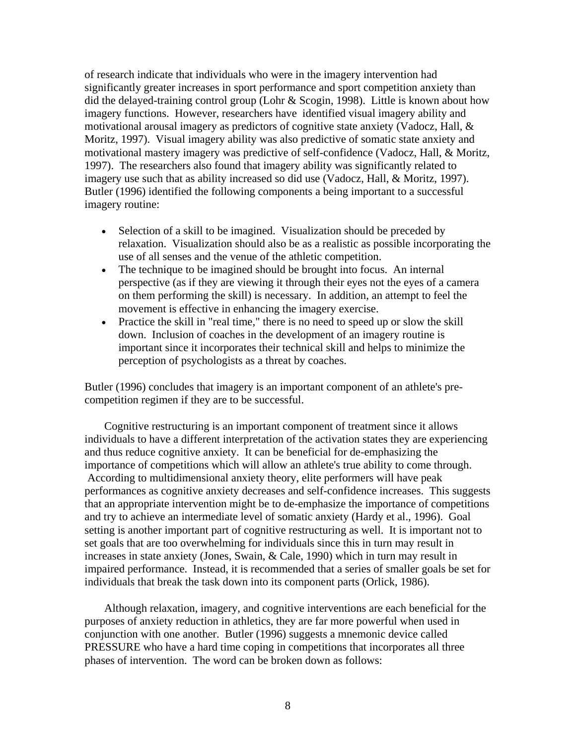of research indicate that individuals who were in the imagery intervention had significantly greater increases in sport performance and sport competition anxiety than did the delayed-training control group (Lohr & Scogin, 1998). Little is known about how imagery functions. However, researchers have identified visual imagery ability and motivational arousal imagery as predictors of cognitive state anxiety (Vadocz, Hall, & Moritz, 1997). Visual imagery ability was also predictive of somatic state anxiety and motivational mastery imagery was predictive of self-confidence (Vadocz, Hall, & Moritz, 1997). The researchers also found that imagery ability was significantly related to imagery use such that as ability increased so did use (Vadocz, Hall, & Moritz, 1997). Butler (1996) identified the following components a being important to a successful imagery routine:

- Selection of a skill to be imagined. Visualization should be preceded by relaxation. Visualization should also be as a realistic as possible incorporating the use of all senses and the venue of the athletic competition.
- The technique to be imagined should be brought into focus. An internal perspective (as if they are viewing it through their eyes not the eyes of a camera on them performing the skill) is necessary. In addition, an attempt to feel the movement is effective in enhancing the imagery exercise.
- Practice the skill in "real time," there is no need to speed up or slow the skill down. Inclusion of coaches in the development of an imagery routine is important since it incorporates their technical skill and helps to minimize the perception of psychologists as a threat by coaches.

Butler (1996) concludes that imagery is an important component of an athlete's pre-competition regimen if they are to be successful.

Cognitive restructuring is an important component of treatment since it allows individuals to have a different interpretation of the activation states they are experiencing and thus reduce cognitive anxiety. It can be beneficial for de-emphasizing the importance of competitions which will allow an athlete's true ability to come through. According to multidimensional anxiety theory, elite performers will have peak performances as cognitive anxiety decreases and self-confidence increases. This suggests that an appropriate intervention might be to de-emphasize the importance of competitions and try to achieve an intermediate level of somatic anxiety (Hardy et al., 1996). Goal setting is another important part of cognitive restructuring as well. It is important not to set goals that are too overwhelming for individuals since this in turn may result in increases in state anxiety (Jones, Swain, & Cale, 1990) which in turn may result in impaired performance. Instead, it is recommended that a series of smaller goals be set for individuals that break the task down into its component parts (Orlick, 1986).

Although relaxation, imagery, and cognitive interventions are each beneficial for the purposes of anxiety reduction in athletics, they are far more powerful when used in conjunction with one another. Butler (1996) suggests a mnemonic device called PRESSURE who have a hard time coping in competitions that incorporates all three phases of intervention. The word can be broken down as follows: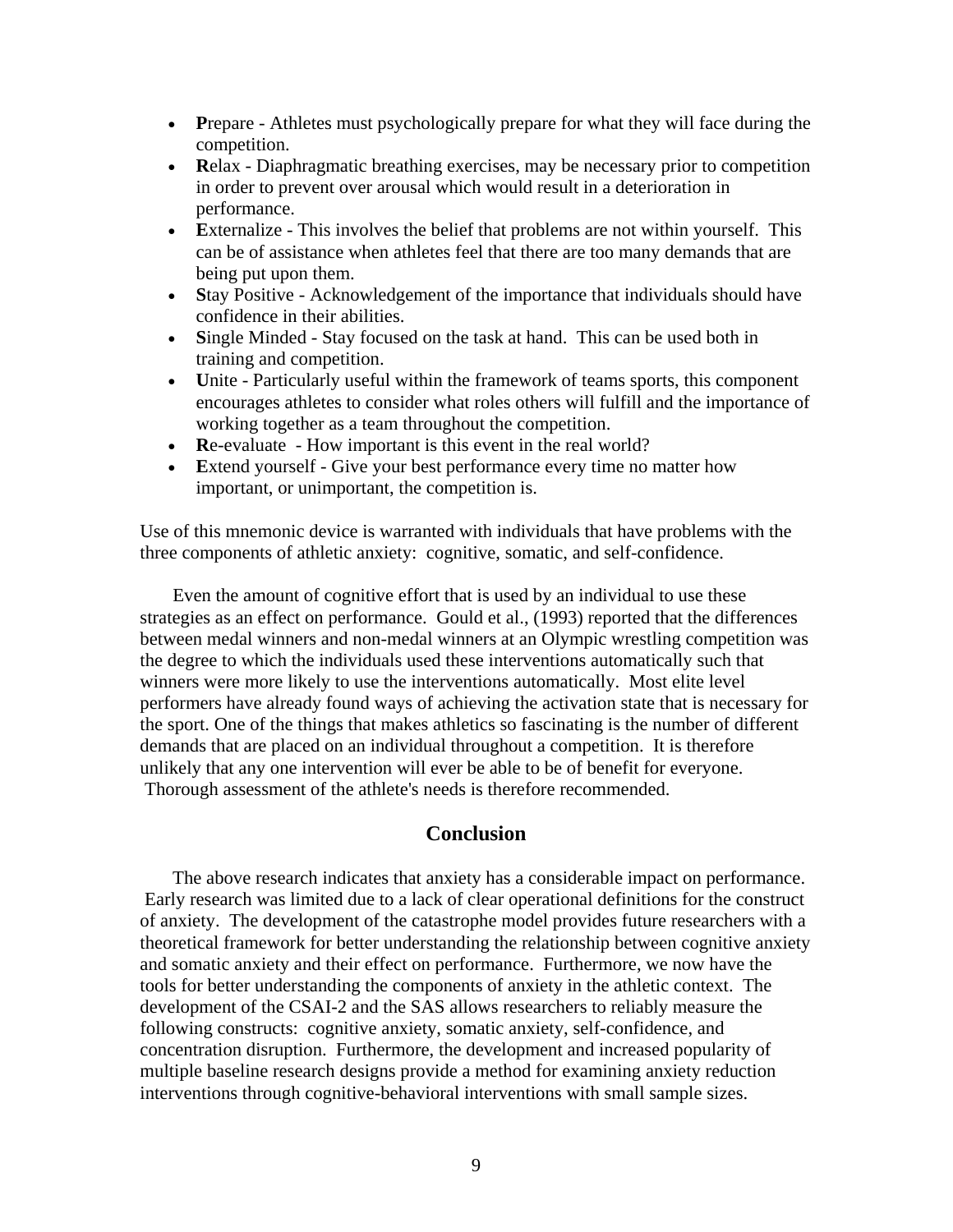- **P**repare - Athletes must psychologically prepare for what they will face during the competition.
- **R**elax - Diaphragmatic breathing exercises, may be necessary prior to competition in order to prevent over arousal which would result in a deterioration in performance.
- **E**xternalize - This involves the belief that problems are not within yourself. This can be of assistance when athletes feel that there are too many demands that are being put upon them.
- **S**tay Positive - Acknowledgement of the importance that individuals should have confidence in their abilities.
- **S**ingle Minded - Stay focused on the task at hand. This can be used both in training and competition.
- **U**nite - Particularly useful within the framework of teams sports, this component encourages athletes to consider what roles others will fulfill and the importance of working together as a team throughout the competition.
- **R**e-evaluate - How important is this event in the real world?
- **E**xtend yourself - Give your best performance every time no matter how important, or unimportant, the competition is.

Use of this mnemonic device is warranted with individuals that have problems with the three components of athletic anxiety: cognitive, somatic, and self-confidence.

Even the amount of cognitive effort that is used by an individual to use these strategies as an effect on performance. Gould et al., (1993) reported that the differences between medal winners and non-medal winners at an Olympic wrestling competition was the degree to which the individuals used these interventions automatically such that winners were more likely to use the interventions automatically. Most elite level performers have already found ways of achieving the activation state that is necessary for the sport. One of the things that makes athletics so fascinating is the number of different demands that are placed on an individual throughout a competition. It is therefore unlikely that any one intervention will ever be able to be of benefit for everyone. Thorough assessment of the athlete's needs is therefore recommended.

## Conclusion

The above research indicates that anxiety has a considerable impact on performance. Early research was limited due to a lack of clear operational definitions for the construct of anxiety. The development of the catastrophe model provides future researchers with a theoretical framework for better understanding the relationship between cognitive anxiety and somatic anxiety and their effect on performance. Furthermore, we now have the tools for better understanding the components of anxiety in the athletic context. The development of the CSAI-2 and the SAS allows researchers to reliably measure the following constructs: cognitive anxiety, somatic anxiety, self-confidence, and concentration disruption. Furthermore, the development and increased popularity of multiple baseline research designs provide a method for examining anxiety reduction interventions through cognitive-behavioral interventions with small sample sizes.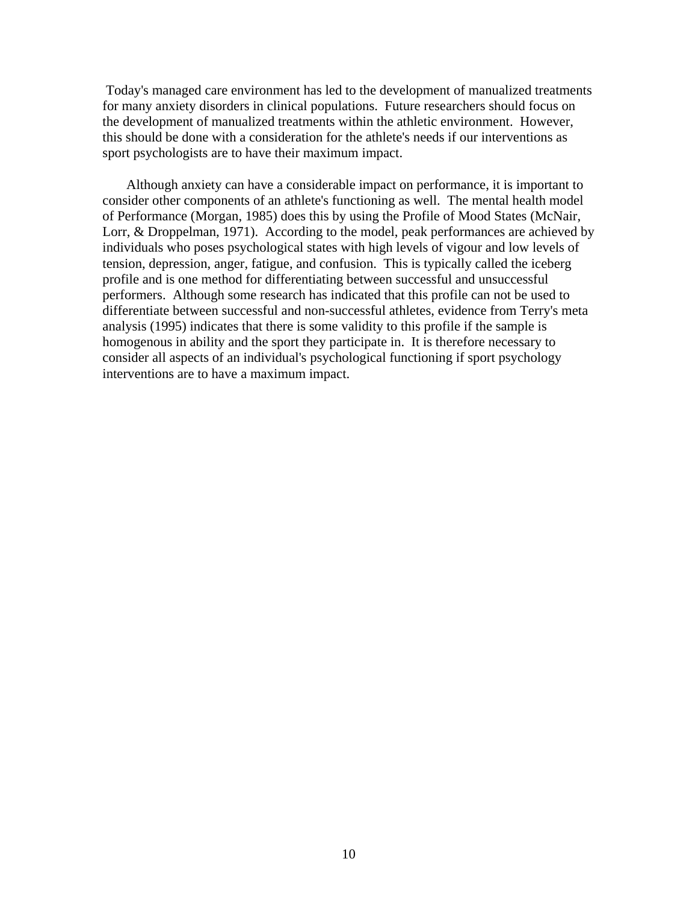Today's managed care environment has led to the development of manualized treatments for many anxiety disorders in clinical populations. Future researchers should focus on the development of manualized treatments within the athletic environment. However, this should be done with a consideration for the athlete's needs if our interventions as sport psychologists are to have their maximum impact.

Although anxiety can have a considerable impact on performance, it is important to consider other components of an athlete's functioning as well. The mental health model of Performance (Morgan, 1985) does this by using the Profile of Mood States (McNair, Lorr, & Droppelman, 1971). According to the model, peak performances are achieved by individuals who poses psychological states with high levels of vigour and low levels of tension, depression, anger, fatigue, and confusion. This is typically called the iceberg profile and is one method for differentiating between successful and unsuccessful performers. Although some research has indicated that this profile can not be used to differentiate between successful and non-successful athletes, evidence from Terry's meta analysis (1995) indicates that there is some validity to this profile if the sample is homogenous in ability and the sport they participate in. It is therefore necessary to consider all aspects of an individual's psychological functioning if sport psychology interventions are to have a maximum impact.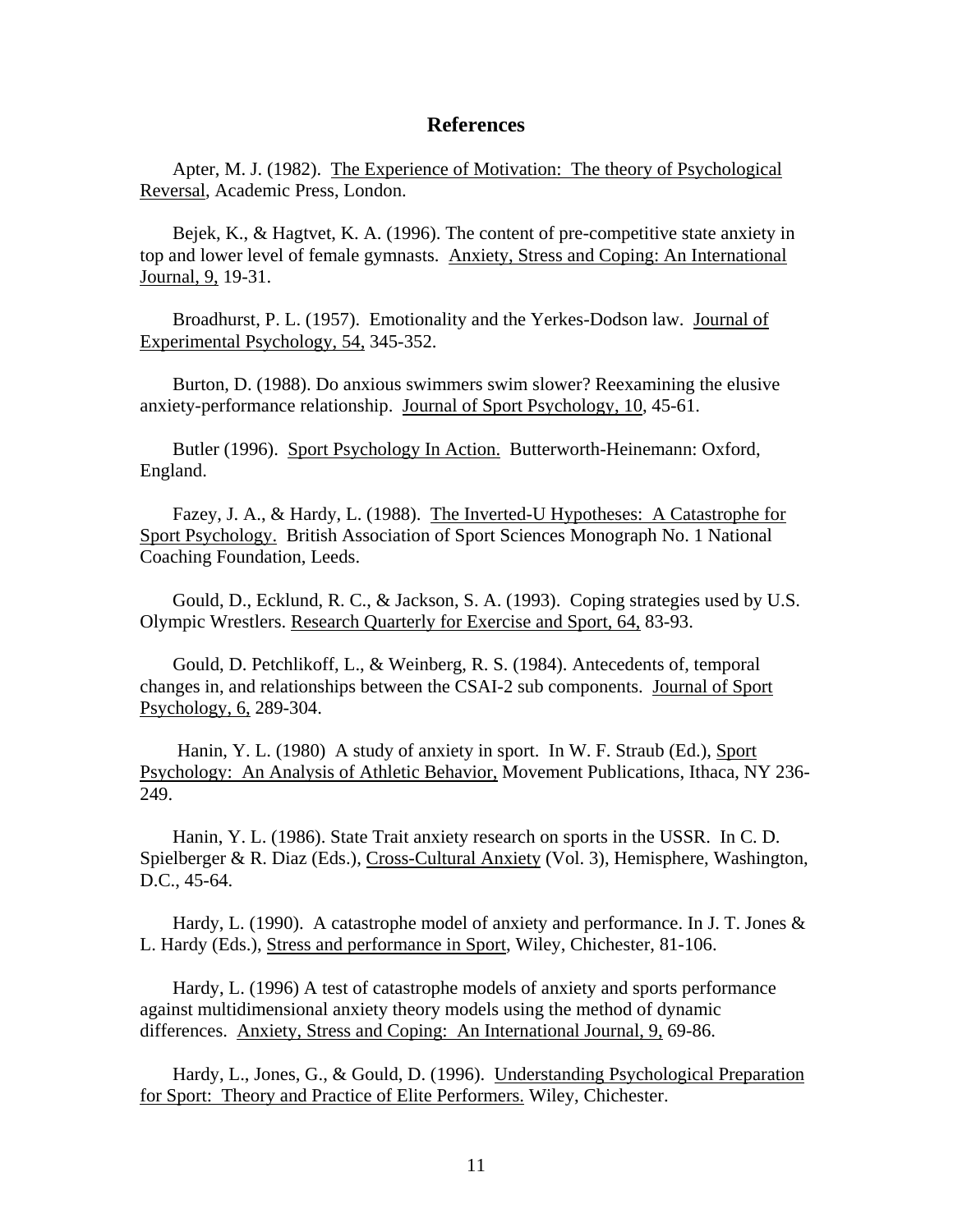## References

Apter, M. J. (1982). The Experience of Motivation: The theory of Psychological Reversal, Academic Press, London.

Bejek, K., & Hagtvet, K. A. (1996). The content of pre-competitive state anxiety in top and lower level of female gymnasts. Anxiety, Stress and Coping: An International Journal, 9, 19-31.

Broadhurst, P. L. (1957). Emotionality and the Yerkes-Dodson law. Journal of Experimental Psychology, 54, 345-352.

Burton, D. (1988). Do anxious swimmers swim slower? Reexamining the elusive anxiety-performance relationship. Journal of Sport Psychology, 10, 45-61.

Butler (1996). Sport Psychology In Action. Butterworth-Heinemann: Oxford, England.

Fazey, J. A., & Hardy, L. (1988). The Inverted-U Hypotheses: A Catastrophe for Sport Psychology. British Association of Sport Sciences Monograph No. 1 National Coaching Foundation, Leeds.

Gould, D., Ecklund, R. C., & Jackson, S. A. (1993). Coping strategies used by U.S. Olympic Wrestlers. Research Quarterly for Exercise and Sport, 64, 83-93.

Gould, D. Petchlikoff, L., & Weinberg, R. S. (1984). Antecedents of, temporal changes in, and relationships between the CSAI-2 sub components. Journal of Sport Psychology, 6, 289-304.

Hanin, Y. L. (1980) A study of anxiety in sport. In W. F. Straub (Ed.), Sport Psychology: An Analysis of Athletic Behavior, Movement Publications, Ithaca, NY 236-249.

Hanin, Y. L. (1986). State Trait anxiety research on sports in the USSR. In C. D. Spielberger & R. Diaz (Eds.), Cross-Cultural Anxiety (Vol. 3), Hemisphere, Washington, D.C., 45-64.

Hardy, L. (1990). A catastrophe model of anxiety and performance. In J. T. Jones & L. Hardy (Eds.), Stress and performance in Sport, Wiley, Chichester, 81-106.

Hardy, L. (1996) A test of catastrophe models of anxiety and sports performance against multidimensional anxiety theory models using the method of dynamic differences. Anxiety, Stress and Coping: An International Journal, 9, 69-86.

Hardy, L., Jones, G., & Gould, D. (1996). Understanding Psychological Preparation for Sport: Theory and Practice of Elite Performers. Wiley, Chichester.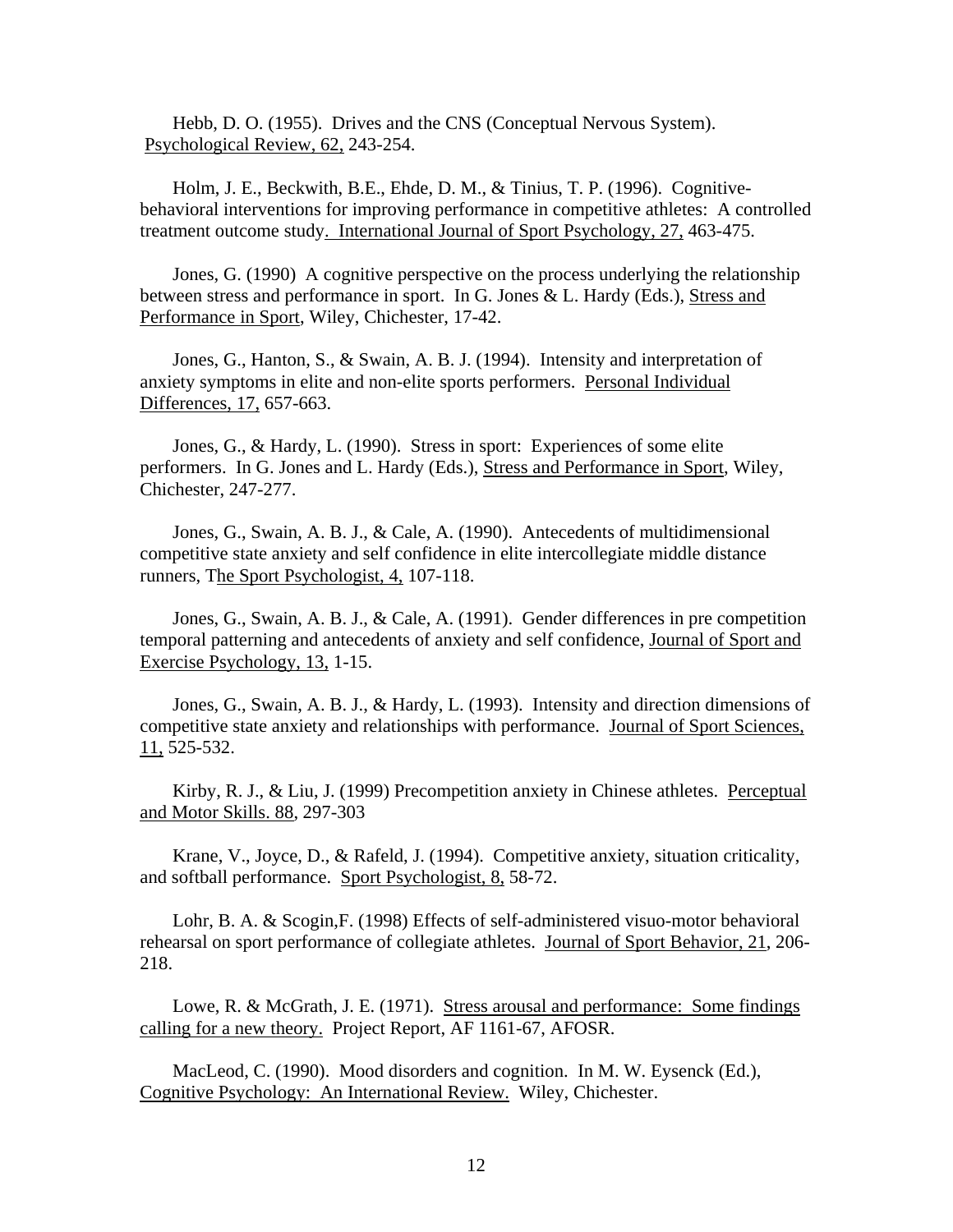Hebb, D. O. (1955). Drives and the CNS (Conceptual Nervous System). Psychological Review, 62, 243-254.

Holm, J. E., Beckwith, B.E., Ehde, D. M., & Tinius, T. P. (1996). Cognitive-behavioral interventions for improving performance in competitive athletes: A controlled treatment outcome study. International Journal of Sport Psychology, 27, 463-475.

Jones, G. (1990) A cognitive perspective on the process underlying the relationship between stress and performance in sport. In G. Jones & L. Hardy (Eds.), Stress and Performance in Sport, Wiley, Chichester, 17-42.

Jones, G., Hanton, S., & Swain, A. B. J. (1994). Intensity and interpretation of anxiety symptoms in elite and non-elite sports performers. Personal Individual Differences, 17, 657-663.

Jones, G., & Hardy, L. (1990). Stress in sport: Experiences of some elite performers. In G. Jones and L. Hardy (Eds.), Stress and Performance in Sport, Wiley, Chichester, 247-277.

Jones, G., Swain, A. B. J., & Cale, A. (1990). Antecedents of multidimensional competitive state anxiety and self confidence in elite intercollegiate middle distance runners, The Sport Psychologist, 4, 107-118.

Jones, G., Swain, A. B. J., & Cale, A. (1991). Gender differences in pre competition temporal patterning and antecedents of anxiety and self confidence, Journal of Sport and Exercise Psychology, 13, 1-15.

Jones, G., Swain, A. B. J., & Hardy, L. (1993). Intensity and direction dimensions of competitive state anxiety and relationships with performance. Journal of Sport Sciences, 11, 525-532.

Kirby, R. J., & Liu, J. (1999) Precompetition anxiety in Chinese athletes. Perceptual and Motor Skills. 88, 297-303

Krane, V., Joyce, D., & Rafeld, J. (1994). Competitive anxiety, situation criticality, and softball performance. Sport Psychologist, 8, 58-72.

Lohr, B. A. & Scogin,F. (1998) Effects of self-administered visuo-motor behavioral rehearsal on sport performance of collegiate athletes. Journal of Sport Behavior, 21, 206-218.

Lowe, R. & McGrath, J. E. (1971). Stress arousal and performance: Some findings calling for a new theory. Project Report, AF 1161-67, AFOSR.

MacLeod, C. (1990). Mood disorders and cognition. In M. W. Eysenck (Ed.), Cognitive Psychology: An International Review. Wiley, Chichester.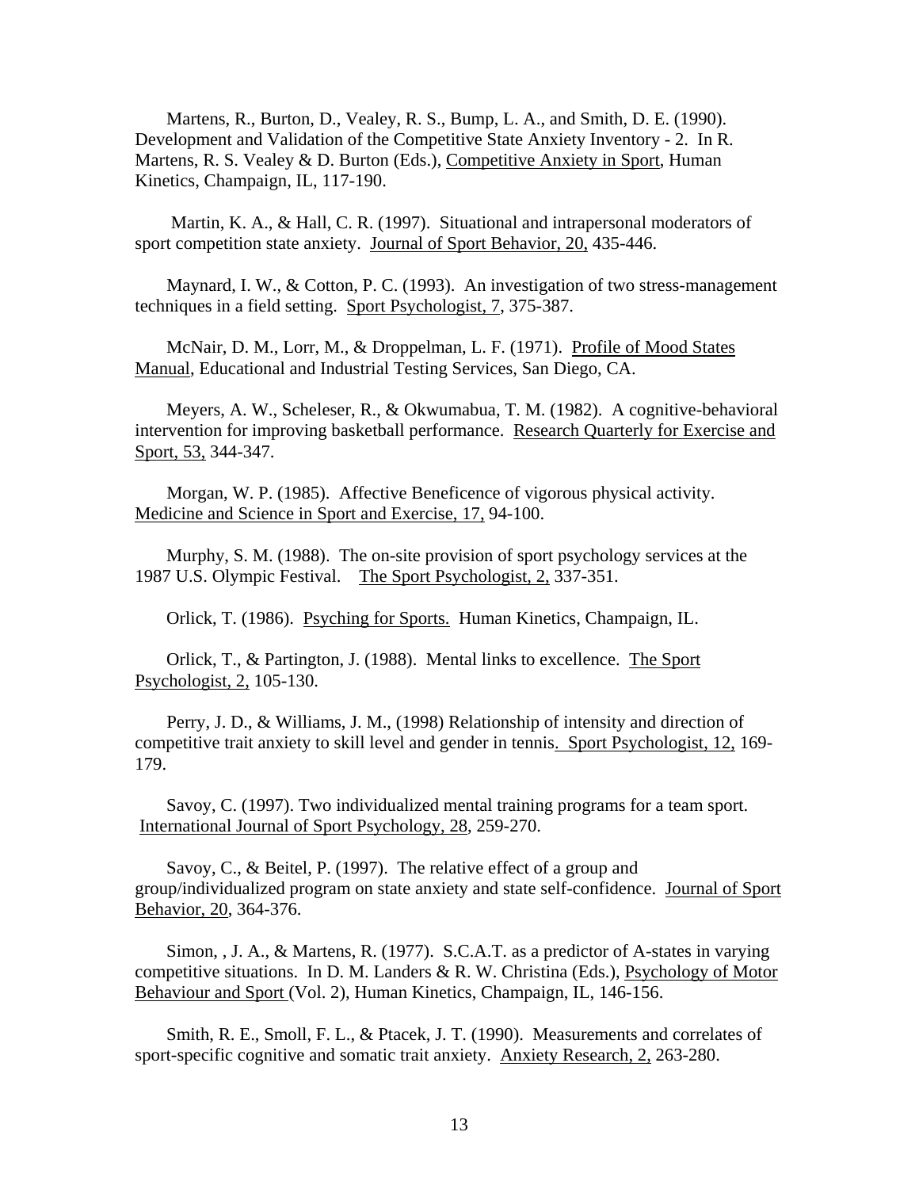Martens, R., Burton, D., Vealey, R. S., Bump, L. A., and Smith, D. E. (1990). Development and Validation of the Competitive State Anxiety Inventory - 2. In R. Martens, R. S. Vealey & D. Burton (Eds.), Competitive Anxiety in Sport, Human Kinetics, Champaign, IL, 117-190.

Martin, K. A., & Hall, C. R. (1997). Situational and intrapersonal moderators of sport competition state anxiety. Journal of Sport Behavior, 20, 435-446.

Maynard, I. W., & Cotton, P. C. (1993). An investigation of two stress-management techniques in a field setting. Sport Psychologist, 7, 375-387.

McNair, D. M., Lorr, M., & Droppelman, L. F. (1971). Profile of Mood States Manual, Educational and Industrial Testing Services, San Diego, CA.

Meyers, A. W., Scheleser, R., & Okwumabua, T. M. (1982). A cognitive-behavioral intervention for improving basketball performance. Research Quarterly for Exercise and Sport, 53, 344-347.

Morgan, W. P. (1985). Affective Beneficence of vigorous physical activity. Medicine and Science in Sport and Exercise, 17, 94-100.

Murphy, S. M. (1988). The on-site provision of sport psychology services at the 1987 U.S. Olympic Festival. The Sport Psychologist, 2, 337-351.

Orlick, T. (1986). Psyching for Sports. Human Kinetics, Champaign, IL.

Orlick, T., & Partington, J. (1988). Mental links to excellence. The Sport Psychologist, 2, 105-130.

Perry, J. D., & Williams, J. M., (1998) Relationship of intensity and direction of competitive trait anxiety to skill level and gender in tennis. Sport Psychologist, 12, 169-179.

Savoy, C. (1997). Two individualized mental training programs for a team sport. International Journal of Sport Psychology, 28, 259-270.

Savoy, C., & Beitel, P. (1997). The relative effect of a group and group/individualized program on state anxiety and state self-confidence. Journal of Sport Behavior, 20, 364-376.

Simon, , J. A., & Martens, R. (1977). S.C.A.T. as a predictor of A-states in varying competitive situations. In D. M. Landers & R. W. Christina (Eds.), Psychology of Motor Behaviour and Sport (Vol. 2), Human Kinetics, Champaign, IL, 146-156.

Smith, R. E., Smoll, F. L., & Ptacek, J. T. (1990). Measurements and correlates of sport-specific cognitive and somatic trait anxiety. Anxiety Research, 2, 263-280.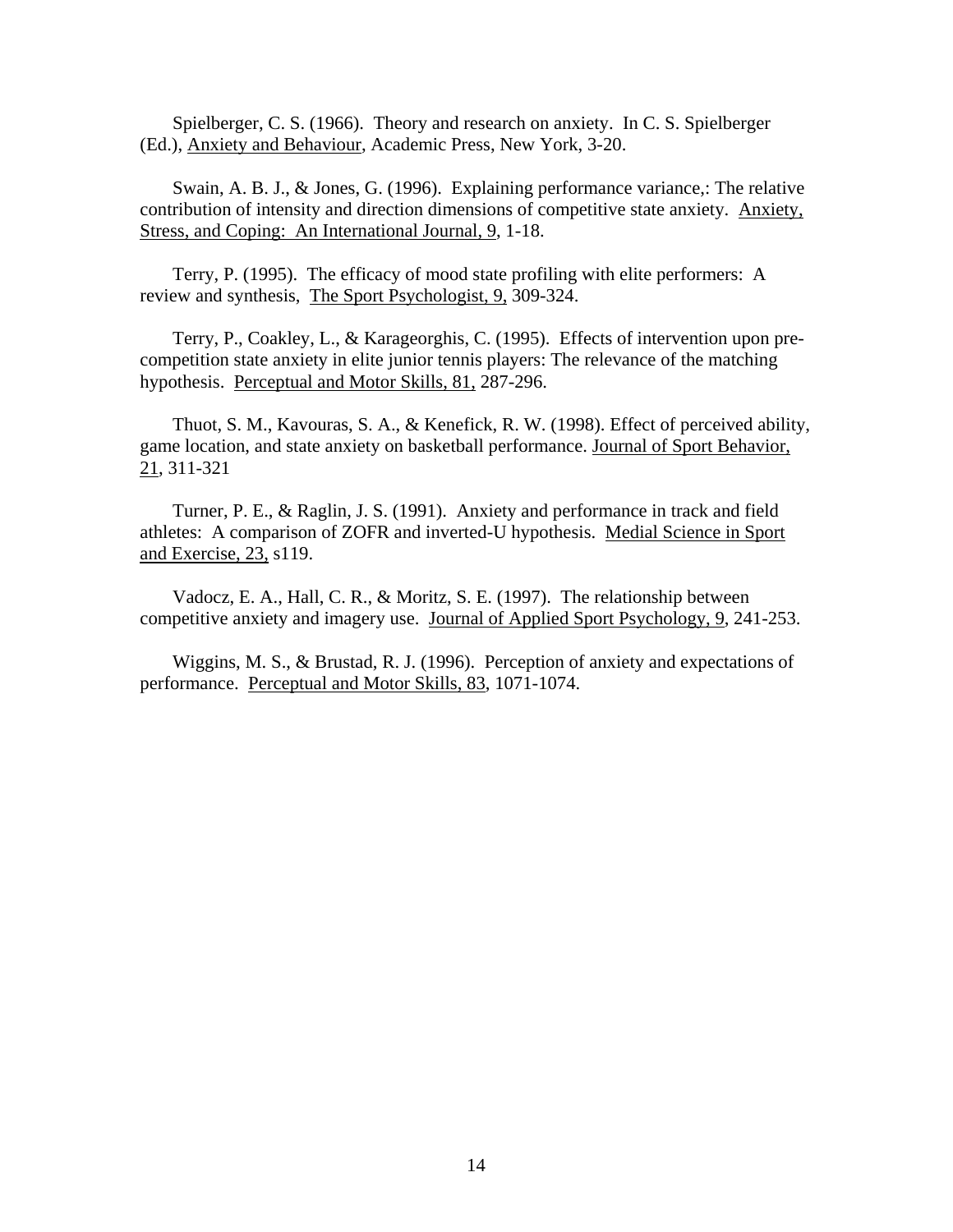Spielberger, C. S. (1966). Theory and research on anxiety. In C. S. Spielberger (Ed.), Anxiety and Behaviour, Academic Press, New York, 3-20.

Swain, A. B. J., & Jones, G. (1996). Explaining performance variance,: The relative contribution of intensity and direction dimensions of competitive state anxiety. Anxiety, Stress, and Coping: An International Journal, 9, 1-18.

Terry, P. (1995). The efficacy of mood state profiling with elite performers: A review and synthesis, The Sport Psychologist, 9, 309-324.

Terry, P., Coakley, L., & Karageorghis, C. (1995). Effects of intervention upon pre-competition state anxiety in elite junior tennis players: The relevance of the matching hypothesis. Perceptual and Motor Skills, 81, 287-296.

Thuot, S. M., Kavouras, S. A., & Kenefick, R. W. (1998). Effect of perceived ability, game location, and state anxiety on basketball performance. Journal of Sport Behavior, 21, 311-321

Turner, P. E., & Raglin, J. S. (1991). Anxiety and performance in track and field athletes: A comparison of ZOFR and inverted-U hypothesis. Medial Science in Sport and Exercise, 23, s119.

Vadocz, E. A., Hall, C. R., & Moritz, S. E. (1997). The relationship between competitive anxiety and imagery use. Journal of Applied Sport Psychology, 9, 241-253.

Wiggins, M. S., & Brustad, R. J. (1996). Perception of anxiety and expectations of performance. Perceptual and Motor Skills, 83, 1071-1074.